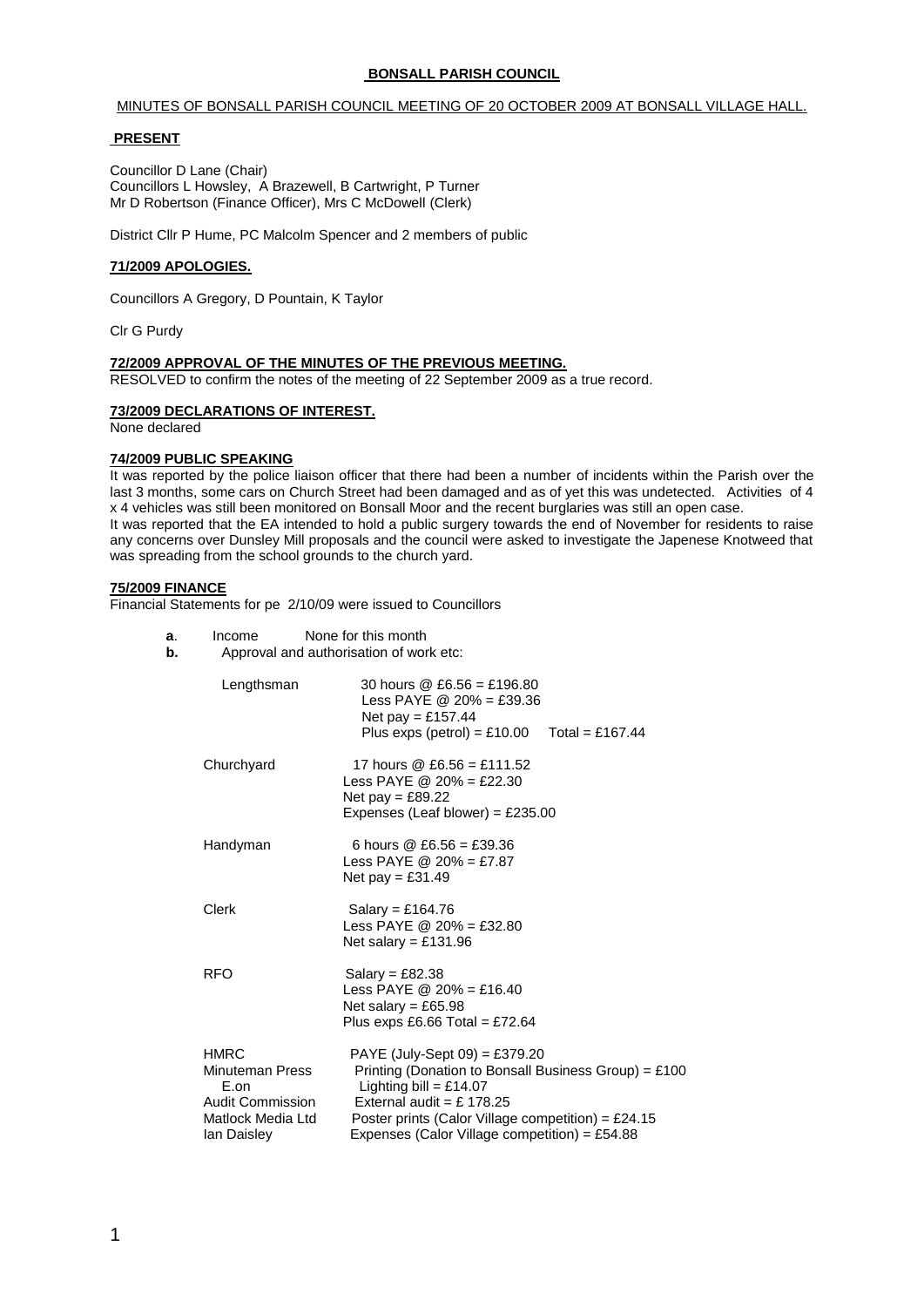**BONSALL PARISH COUNCIL**

MINUTES OF BONSALL PARISH COUNCIL MEETING OF 20 OCTOBER 2009 AT BONSALL VILLAGE HALL.

**PRESENT**

Councillor D Lane (Chair)
Councillors L Howsley, A Brazewell, B Cartwright, P Turner
Mr D Robertson (Finance Officer), Mrs C McDowell (Clerk)

District Cllr P Hume, PC Malcolm Spencer and 2 members of public

**71/2009 APOLOGIES.**

Councillors A Gregory, D Pountain, K Taylor

Clr G Purdy

**72/2009 APPROVAL OF THE MINUTES OF THE PREVIOUS MEETING.**

RESOLVED to confirm the notes of the meeting of 22 September 2009 as a true record.

**73/2009 DECLARATIONS OF INTEREST.**

None declared

**74/2009 PUBLIC SPEAKING**

It was reported by the police liaison officer that there had been a number of incidents within the Parish over the last 3 months, some cars on Church Street had been damaged and as of yet this was undetected. Activities of 4 x 4 vehicles was still been monitored on Bonsall Moor and the recent burglaries was still an open case.
It was reported that the EA intended to hold a public surgery towards the end of November for residents to raise any concerns over Dunsley Mill proposals and the council were asked to investigate the Japenese Knotweed that was spreading from the school grounds to the church yard.

**75/2009 FINANCE**

Financial Statements for pe 2/10/09 were issued to Councillors

**a**. Income None for this month
**b.** Approval and authorisation of work etc:

| | |
|---|---|
| Lengthsman | 30 hours @ £6.56 = £196.80<br>Less PAYE @ 20% = £39.36<br>Net pay = £157.44<br>Plus exps (petrol) = £10.00 Total = £167.44 |
| Churchyard | 17 hours @ £6.56 = £111.52<br>Less PAYE @ 20% = £22.30<br>Net pay = £89.22<br>Expenses (Leaf blower) = £235.00 |
| Handyman | 6 hours @ £6.56 = £39.36<br>Less PAYE @ 20% = £7.87<br>Net pay = £31.49 |
| Clerk | Salary = £164.76<br>Less PAYE @ 20% = £32.80<br>Net salary = £131.96 |
| RFO | Salary = £82.38<br>Less PAYE @ 20% = £16.40<br>Net salary = £65.98<br>Plus exps £6.66 Total = £72.64 |
| HMRC | PAYE (July-Sept 09) = £379.20 |
| Minuteman Press | Printing (Donation to Bonsall Business Group) = £100 |
| E.on | Lighting bill = £14.07 |
| Audit Commission | External audit = £ 178.25 |
| Matlock Media Ltd | Poster prints (Calor Village competition) = £24.15 |
| Ian Daisley | Expenses (Calor Village competition) = £54.88 |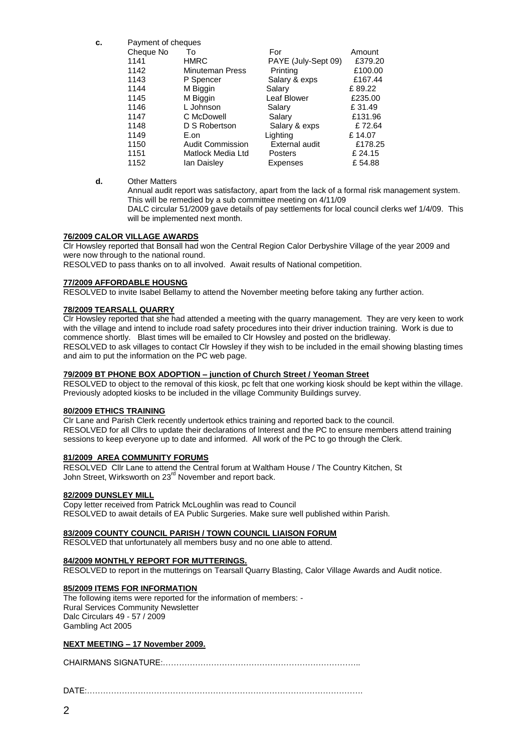**c.** Payment of cheques

| Cheque No | To | For | Amount |
|---|---|---|---|
| 1141 | HMRC | PAYE (July-Sept 09) | £379.20 |
| 1142 | Minuteman Press | Printing | £100.00 |
| 1143 | P Spencer | Salary & exps | £167.44 |
| 1144 | M Biggin | Salary | £ 89.22 |
| 1145 | M Biggin | Leaf Blower | £235.00 |
| 1146 | L Johnson | Salary | £ 31.49 |
| 1147 | C McDowell | Salary | £131.96 |
| 1148 | D S Robertson | Salary & exps | £ 72.64 |
| 1149 | E.on | Lighting | £ 14.07 |
| 1150 | Audit Commission | External audit | £178.25 |
| 1151 | Matlock Media Ltd | Posters | £ 24.15 |
| 1152 | Ian Daisley | Expenses | £ 54.88 |

**d.** Other Matters

Annual audit report was satisfactory, apart from the lack of a formal risk management system. This will be remedied by a sub committee meeting on 4/11/09

DALC circular 51/2009 gave details of pay settlements for local council clerks wef 1/4/09. This will be implemented next month.

**76/2009 CALOR VILLAGE AWARDS**

Clr Howsley reported that Bonsall had won the Central Region Calor Derbyshire Village of the year 2009 and were now through to the national round.

RESOLVED to pass thanks on to all involved. Await results of National competition.

**77/2009 AFFORDABLE HOUSNG**

RESOLVED to invite Isabel Bellamy to attend the November meeting before taking any further action.

**78/2009 TEARSALL QUARRY**

Clr Howsley reported that she had attended a meeting with the quarry management. They are very keen to work with the village and intend to include road safety procedures into their driver induction training. Work is due to commence shortly. Blast times will be emailed to Clr Howsley and posted on the bridleway.

RESOLVED to ask villages to contact Clr Howsley if they wish to be included in the email showing blasting times and aim to put the information on the PC web page.

**79/2009 BT PHONE BOX ADOPTION – junction of Church Street / Yeoman Street**

RESOLVED to object to the removal of this kiosk, pc felt that one working kiosk should be kept within the village. Previously adopted kiosks to be included in the village Community Buildings survey.

**80/2009 ETHICS TRAINING**

Clr Lane and Parish Clerk recently undertook ethics training and reported back to the council.

RESOLVED for all Cllrs to update their declarations of Interest and the PC to ensure members attend training sessions to keep everyone up to date and informed. All work of the PC to go through the Clerk.

**81/2009 AREA COMMUNITY FORUMS**

RESOLVED Cllr Lane to attend the Central forum at Waltham House / The Country Kitchen, St John Street, Wirksworth on 23rd November and report back.

**82/2009 DUNSLEY MILL**

Copy letter received from Patrick McLoughlin was read to Council

RESOLVED to await details of EA Public Surgeries. Make sure well published within Parish.

**83/2009 COUNTY COUNCIL PARISH / TOWN COUNCIL LIAISON FORUM**

RESOLVED that unfortunately all members busy and no one able to attend.

**84/2009 MONTHLY REPORT FOR MUTTERINGS.**

RESOLVED to report in the mutterings on Tearsall Quarry Blasting, Calor Village Awards and Audit notice.

**85/2009 ITEMS FOR INFORMATION**

The following items were reported for the information of members: -

Rural Services Community Newsletter
Dalc Circulars 49 - 57 / 2009
Gambling Act 2005

**NEXT MEETING – 17 November 2009.**

CHAIRMANS SIGNATURE:………………………………………………………………..

DATE:…………………………………………………………………………………………….